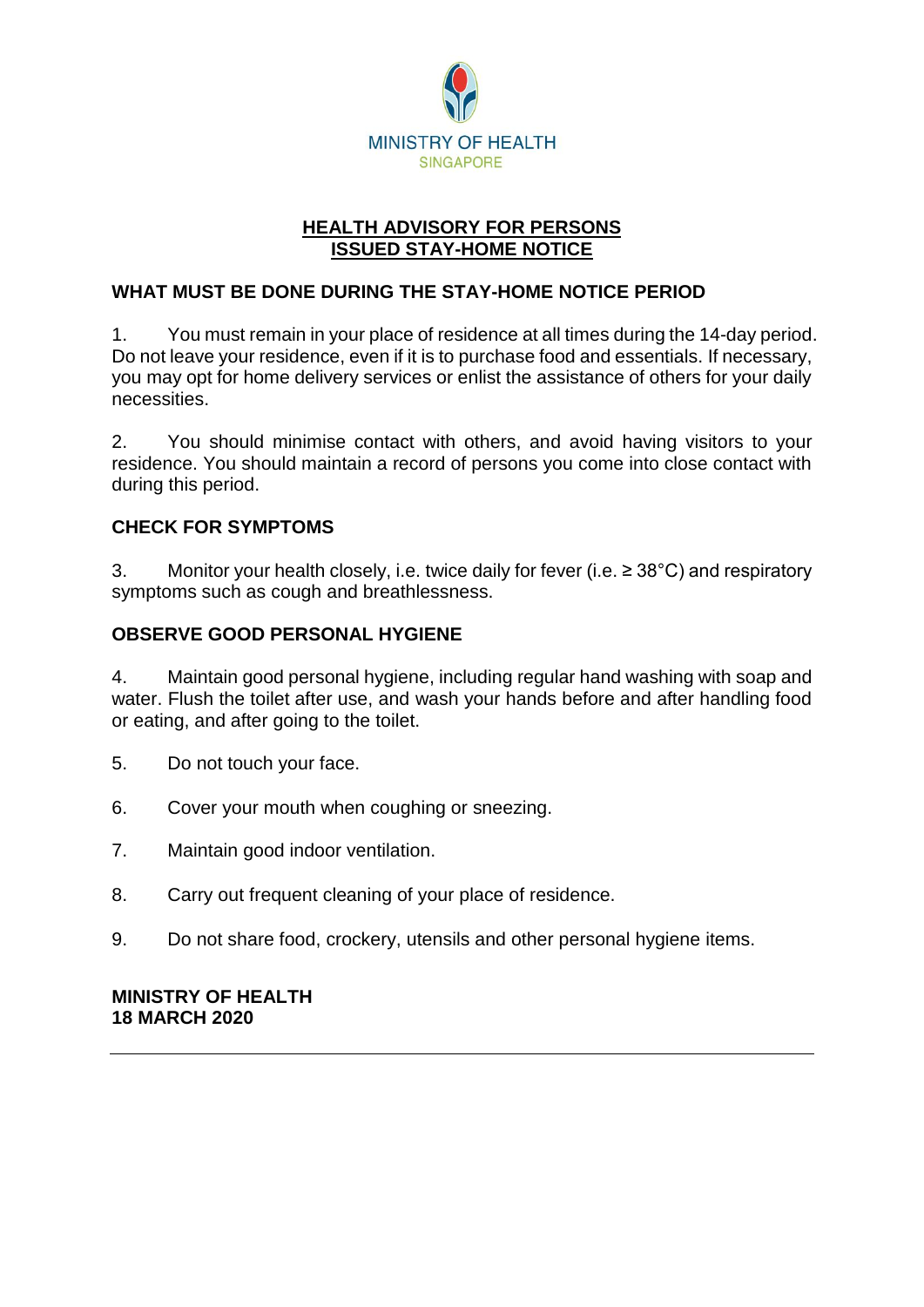MINISTRY OF HEALTH
SINGAPORE

# HEALTH ADVISORY FOR PERSONS ISSUED STAY-HOME NOTICE

## WHAT MUST BE DONE DURING THE STAY-HOME NOTICE PERIOD

1. You must remain in your place of residence at all times during the 14-day period. Do not leave your residence, even if it is to purchase food and essentials. If necessary, you may opt for home delivery services or enlist the assistance of others for your daily necessities.

2. You should minimise contact with others, and avoid having visitors to your residence. You should maintain a record of persons you come into close contact with during this period.

## CHECK FOR SYMPTOMS

3. Monitor your health closely, i.e. twice daily for fever (i.e. ≥ 38°C) and respiratory symptoms such as cough and breathlessness.

## OBSERVE GOOD PERSONAL HYGIENE

4. Maintain good personal hygiene, including regular hand washing with soap and water. Flush the toilet after use, and wash your hands before and after handling food or eating, and after going to the toilet.

5. Do not touch your face.

6. Cover your mouth when coughing or sneezing.

7. Maintain good indoor ventilation.

8. Carry out frequent cleaning of your place of residence.

9. Do not share food, crockery, utensils and other personal hygiene items.

**MINISTRY OF HEALTH**
**18 MARCH 2020**

---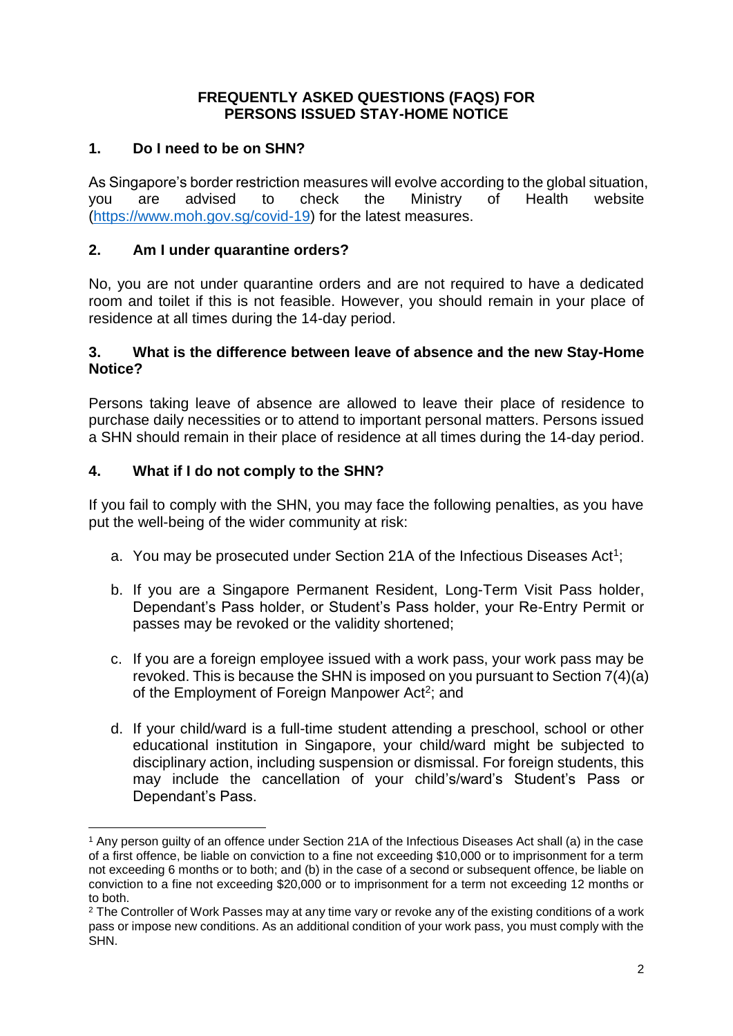# FREQUENTLY ASKED QUESTIONS (FAQS) FOR PERSONS ISSUED STAY-HOME NOTICE

## 1. Do I need to be on SHN?

As Singapore's border restriction measures will evolve according to the global situation, you are advised to check the Ministry of Health website (https://www.moh.gov.sg/covid-19) for the latest measures.

## 2. Am I under quarantine orders?

No, you are not under quarantine orders and are not required to have a dedicated room and toilet if this is not feasible. However, you should remain in your place of residence at all times during the 14-day period.

## 3. What is the difference between leave of absence and the new Stay-Home Notice?

Persons taking leave of absence are allowed to leave their place of residence to purchase daily necessities or to attend to important personal matters. Persons issued a SHN should remain in their place of residence at all times during the 14-day period.

## 4. What if I do not comply to the SHN?

If you fail to comply with the SHN, you may face the following penalties, as you have put the well-being of the wider community at risk:

a. You may be prosecuted under Section 21A of the Infectious Diseases Act[1];

b. If you are a Singapore Permanent Resident, Long-Term Visit Pass holder, Dependant's Pass holder, or Student's Pass holder, your Re-Entry Permit or passes may be revoked or the validity shortened;

c. If you are a foreign employee issued with a work pass, your work pass may be revoked. This is because the SHN is imposed on you pursuant to Section 7(4)(a) of the Employment of Foreign Manpower Act[2]; and

d. If your child/ward is a full-time student attending a preschool, school or other educational institution in Singapore, your child/ward might be subjected to disciplinary action, including suspension or dismissal. For foreign students, this may include the cancellation of your child's/ward's Student's Pass or Dependant's Pass.

---

[1] Any person guilty of an offence under Section 21A of the Infectious Diseases Act shall (a) in the case of a first offence, be liable on conviction to a fine not exceeding $10,000 or to imprisonment for a term not exceeding 6 months or to both; and (b) in the case of a second or subsequent offence, be liable on conviction to a fine not exceeding $20,000 or to imprisonment for a term not exceeding 12 months or to both.

[2] The Controller of Work Passes may at any time vary or revoke any of the existing conditions of a work pass or impose new conditions. As an additional condition of your work pass, you must comply with the SHN.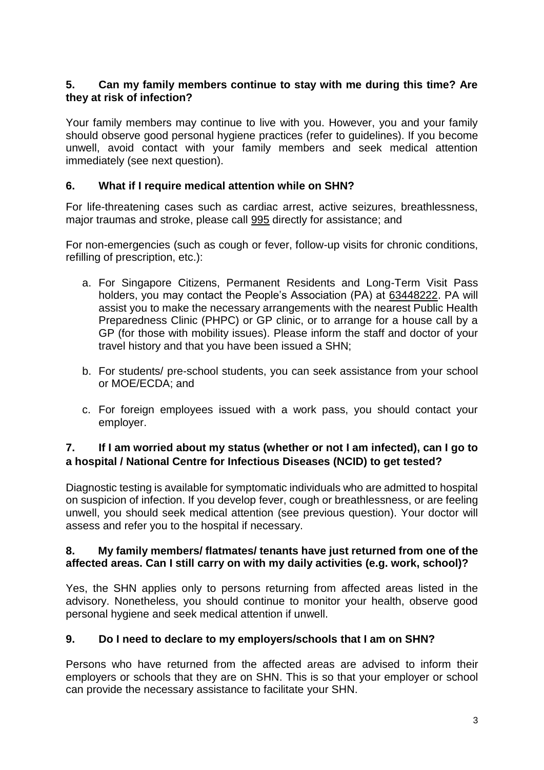**5. Can my family members continue to stay with me during this time? Are they at risk of infection?**

Your family members may continue to live with you. However, you and your family should observe good personal hygiene practices (refer to guidelines). If you become unwell, avoid contact with your family members and seek medical attention immediately (see next question).

**6. What if I require medical attention while on SHN?**

For life-threatening cases such as cardiac arrest, active seizures, breathlessness, major traumas and stroke, please call 995 directly for assistance; and

For non-emergencies (such as cough or fever, follow-up visits for chronic conditions, refilling of prescription, etc.):

a. For Singapore Citizens, Permanent Residents and Long-Term Visit Pass holders, you may contact the People's Association (PA) at 63448222. PA will assist you to make the necessary arrangements with the nearest Public Health Preparedness Clinic (PHPC) or GP clinic, or to arrange for a house call by a GP (for those with mobility issues). Please inform the staff and doctor of your travel history and that you have been issued a SHN;

b. For students/ pre-school students, you can seek assistance from your school or MOE/ECDA; and

c. For foreign employees issued with a work pass, you should contact your employer.

**7. If I am worried about my status (whether or not I am infected), can I go to a hospital / National Centre for Infectious Diseases (NCID) to get tested?**

Diagnostic testing is available for symptomatic individuals who are admitted to hospital on suspicion of infection. If you develop fever, cough or breathlessness, or are feeling unwell, you should seek medical attention (see previous question). Your doctor will assess and refer you to the hospital if necessary.

**8. My family members/ flatmates/ tenants have just returned from one of the affected areas. Can I still carry on with my daily activities (e.g. work, school)?**

Yes, the SHN applies only to persons returning from affected areas listed in the advisory. Nonetheless, you should continue to monitor your health, observe good personal hygiene and seek medical attention if unwell.

**9. Do I need to declare to my employers/schools that I am on SHN?**

Persons who have returned from the affected areas are advised to inform their employers or schools that they are on SHN. This is so that your employer or school can provide the necessary assistance to facilitate your SHN.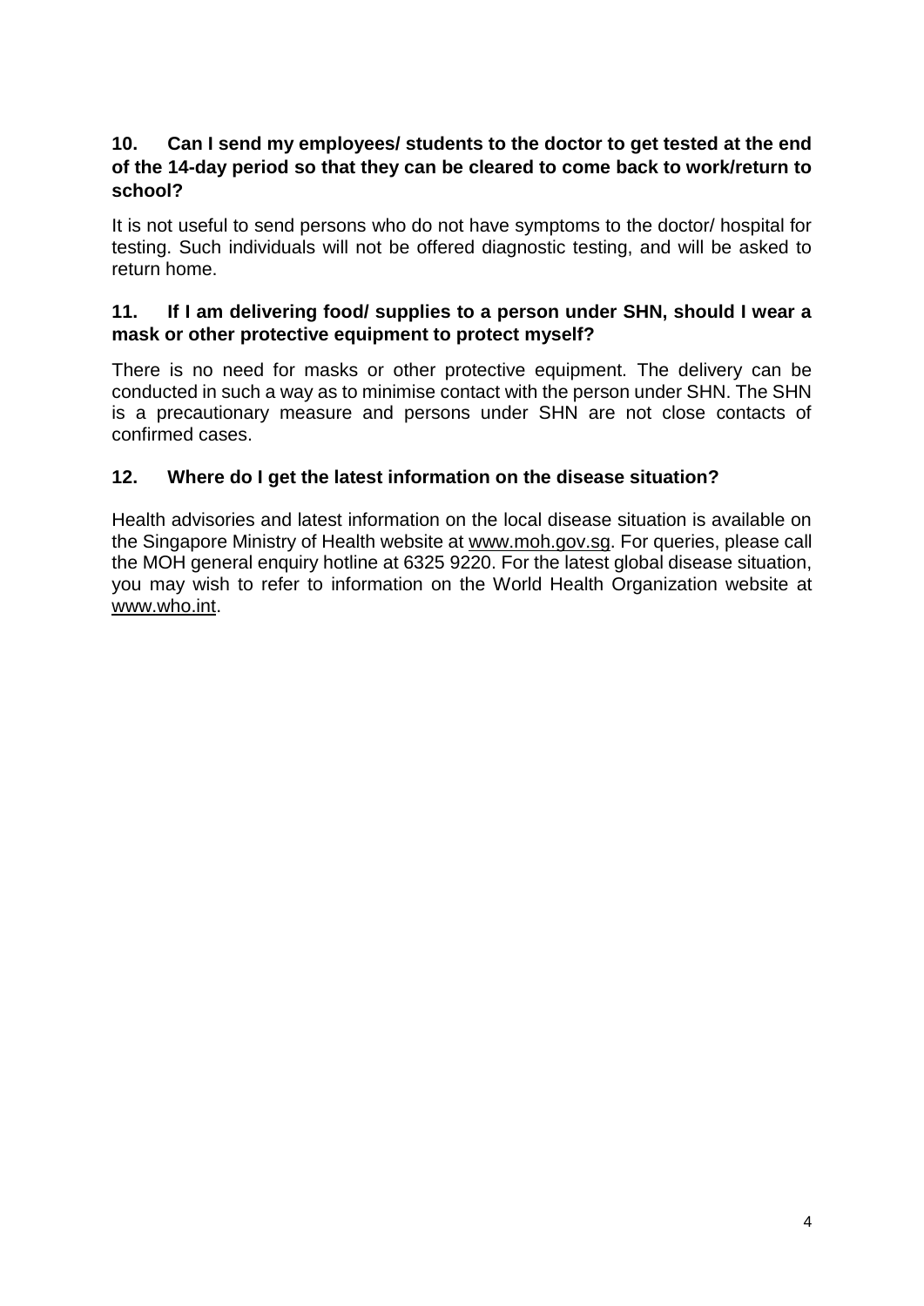**10. Can I send my employees/ students to the doctor to get tested at the end of the 14-day period so that they can be cleared to come back to work/return to school?**

It is not useful to send persons who do not have symptoms to the doctor/ hospital for testing. Such individuals will not be offered diagnostic testing, and will be asked to return home.

**11. If I am delivering food/ supplies to a person under SHN, should I wear a mask or other protective equipment to protect myself?**

There is no need for masks or other protective equipment. The delivery can be conducted in such a way as to minimise contact with the person under SHN. The SHN is a precautionary measure and persons under SHN are not close contacts of confirmed cases.

**12. Where do I get the latest information on the disease situation?**

Health advisories and latest information on the local disease situation is available on the Singapore Ministry of Health website at www.moh.gov.sg. For queries, please call the MOH general enquiry hotline at 6325 9220. For the latest global disease situation, you may wish to refer to information on the World Health Organization website at www.who.int.